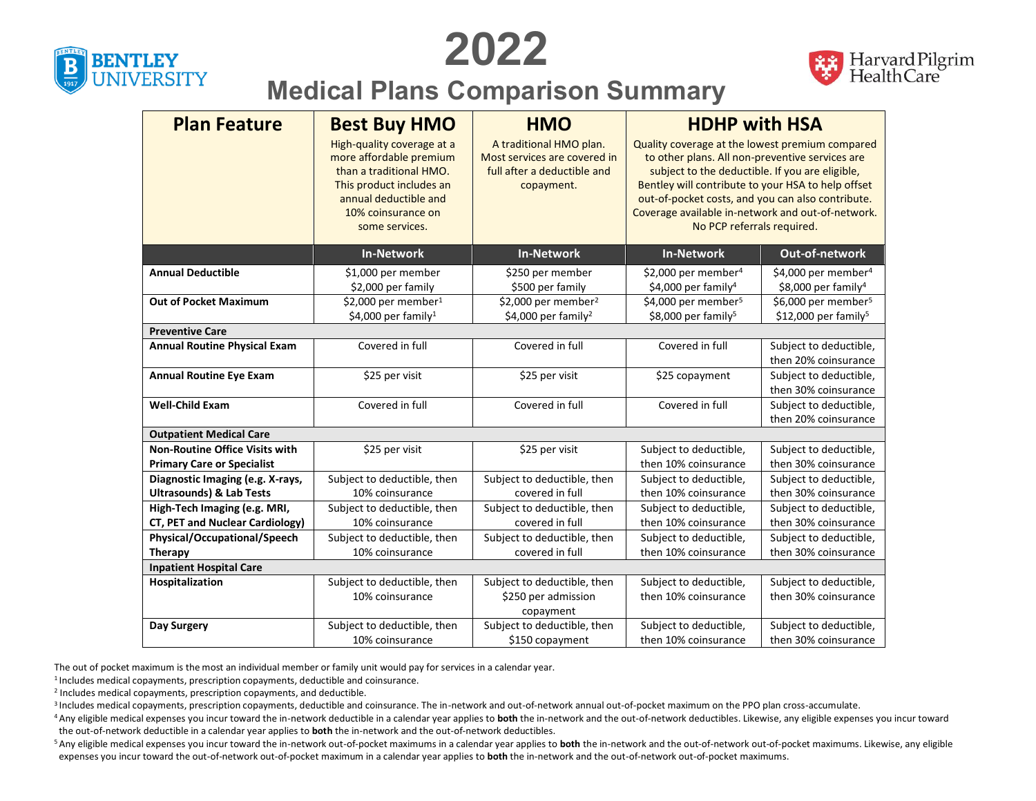# 2022

## Medical Plans Comparison Summary

| Plan Feature | Best Buy HMO | HMO | HDHP with HSA | |
|---|---|---|---|---|
| | High-quality coverage at a more affordable premium than a traditional HMO. This product includes an annual deductible and 10% coinsurance on some services. | A traditional HMO plan. Most services are covered in full after a deductible and copayment. | Quality coverage at the lowest premium compared to other plans. All non-preventive services are subject to the deductible. If you are eligible, Bentley will contribute to your HSA to help offset out-of-pocket costs, and you can also contribute. Coverage available in-network and out-of-network. No PCP referrals required. | |
| | **In-Network** | **In-Network** | **In-Network** | **Out-of-network** |
| **Annual Deductible** | \$1,000 per member<br>\$2,000 per family | \$250 per member<br>\$500 per family | \$2,000 per member[4]<br>\$4,000 per family[4] | \$4,000 per member[4]<br>\$8,000 per family[4] |
| **Out of Pocket Maximum** | \$2,000 per member[1]<br>\$4,000 per family[1] | \$2,000 per member[2]<br>\$4,000 per family[2] | \$4,000 per member[5]<br>\$8,000 per family[5] | \$6,000 per member[5]<br>\$12,000 per family[5] |
| **Preventive Care** | | | | |
| **Annual Routine Physical Exam** | Covered in full | Covered in full | Covered in full | Subject to deductible, then 20% coinsurance |
| **Annual Routine Eye Exam** | \$25 per visit | \$25 per visit | \$25 copayment | Subject to deductible, then 30% coinsurance |
| **Well-Child Exam** | Covered in full | Covered in full | Covered in full | Subject to deductible, then 20% coinsurance |
| **Outpatient Medical Care** | | | | |
| **Non-Routine Office Visits with Primary Care or Specialist** | \$25 per visit | \$25 per visit | Subject to deductible, then 10% coinsurance | Subject to deductible, then 30% coinsurance |
| **Diagnostic Imaging (e.g. X-rays, Ultrasounds) & Lab Tests** | Subject to deductible, then 10% coinsurance | Subject to deductible, then covered in full | Subject to deductible, then 10% coinsurance | Subject to deductible, then 30% coinsurance |
| **High-Tech Imaging (e.g. MRI, CT, PET and Nuclear Cardiology)** | Subject to deductible, then 10% coinsurance | Subject to deductible, then covered in full | Subject to deductible, then 10% coinsurance | Subject to deductible, then 30% coinsurance |
| **Physical/Occupational/Speech Therapy** | Subject to deductible, then 10% coinsurance | Subject to deductible, then covered in full | Subject to deductible, then 10% coinsurance | Subject to deductible, then 30% coinsurance |
| **Inpatient Hospital Care** | | | | |
| **Hospitalization** | Subject to deductible, then 10% coinsurance | Subject to deductible, then \$250 per admission copayment | Subject to deductible, then 10% coinsurance | Subject to deductible, then 30% coinsurance |
| **Day Surgery** | Subject to deductible, then 10% coinsurance | Subject to deductible, then \$150 copayment | Subject to deductible, then 10% coinsurance | Subject to deductible, then 30% coinsurance |

The out of pocket maximum is the most an individual member or family unit would pay for services in a calendar year.

[1] Includes medical copayments, prescription copayments, deductible and coinsurance.

[2] Includes medical copayments, prescription copayments, and deductible.

[3] Includes medical copayments, prescription copayments, deductible and coinsurance. The in-network and out-of-network annual out-of-pocket maximum on the PPO plan cross-accumulate.

[4] Any eligible medical expenses you incur toward the in-network deductible in a calendar year applies to **both** the in-network and the out-of-network deductibles. Likewise, any eligible expenses you incur toward the out-of-network deductible in a calendar year applies to **both** the in-network and the out-of-network deductibles.

[5] Any eligible medical expenses you incur toward the in-network out-of-pocket maximums in a calendar year applies to **both** the in-network and the out-of-network out-of-pocket maximums. Likewise, any eligible expenses you incur toward the out-of-network out-of-pocket maximum in a calendar year applies to **both** the in-network and the out-of-network out-of-pocket maximums.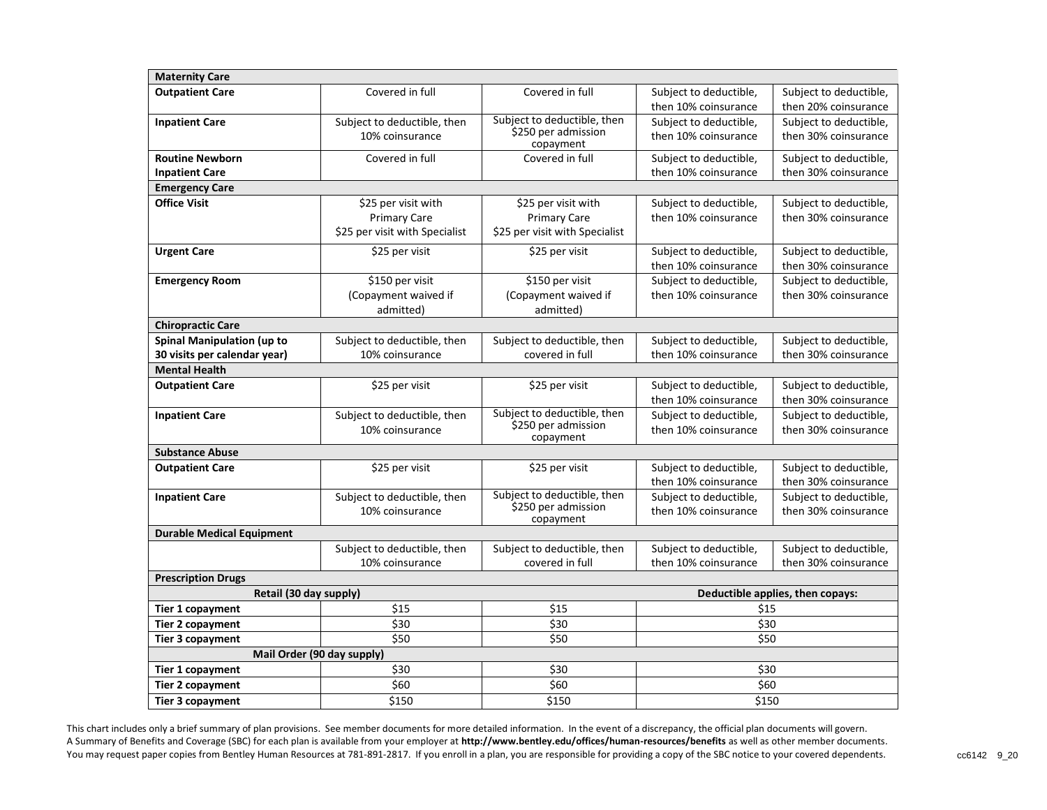| | | | | |
|---|---|---|---|---|
| **Maternity Care** | | | | |
| **Outpatient Care** | Covered in full | Covered in full | Subject to deductible, then 10% coinsurance | Subject to deductible, then 20% coinsurance |
| **Inpatient Care** | Subject to deductible, then 10% coinsurance | Subject to deductible, then $250 per admission copayment | Subject to deductible, then 10% coinsurance | Subject to deductible, then 30% coinsurance |
| **Routine Newborn Inpatient Care** | Covered in full | Covered in full | Subject to deductible, then 10% coinsurance | Subject to deductible, then 30% coinsurance |
| **Emergency Care** | | | | |
| **Office Visit** | $25 per visit with Primary Care $25 per visit with Specialist | $25 per visit with Primary Care $25 per visit with Specialist | Subject to deductible, then 10% coinsurance | Subject to deductible, then 30% coinsurance |
| **Urgent Care** | $25 per visit | $25 per visit | Subject to deductible, then 10% coinsurance | Subject to deductible, then 30% coinsurance |
| **Emergency Room** | $150 per visit (Copayment waived if admitted) | $150 per visit (Copayment waived if admitted) | Subject to deductible, then 10% coinsurance | Subject to deductible, then 30% coinsurance |
| **Chiropractic Care** | | | | |
| **Spinal Manipulation (up to 30 visits per calendar year)** | Subject to deductible, then 10% coinsurance | Subject to deductible, then covered in full | Subject to deductible, then 10% coinsurance | Subject to deductible, then 30% coinsurance |
| **Mental Health** | | | | |
| **Outpatient Care** | $25 per visit | $25 per visit | Subject to deductible, then 10% coinsurance | Subject to deductible, then 30% coinsurance |
| **Inpatient Care** | Subject to deductible, then 10% coinsurance | Subject to deductible, then $250 per admission copayment | Subject to deductible, then 10% coinsurance | Subject to deductible, then 30% coinsurance |
| **Substance Abuse** | | | | |
| **Outpatient Care** | $25 per visit | $25 per visit | Subject to deductible, then 10% coinsurance | Subject to deductible, then 30% coinsurance |
| **Inpatient Care** | Subject to deductible, then 10% coinsurance | Subject to deductible, then $250 per admission copayment | Subject to deductible, then 10% coinsurance | Subject to deductible, then 30% coinsurance |
| **Durable Medical Equipment** | | | | |
| | Subject to deductible, then 10% coinsurance | Subject to deductible, then covered in full | Subject to deductible, then 10% coinsurance | Subject to deductible, then 30% coinsurance |
| **Prescription Drugs** | | | | |
| **Retail (30 day supply)** | | | **Deductible applies, then copays:** | |
| **Tier 1 copayment** | $15 | $15 | $15 | |
| **Tier 2 copayment** | $30 | $30 | $30 | |
| **Tier 3 copayment** | $50 | $50 | $50 | |
| **Mail Order (90 day supply)** | | | | |
| **Tier 1 copayment** | $30 | $30 | $30 | |
| **Tier 2 copayment** | $60 | $60 | $60 | |
| **Tier 3 copayment** | $150 | $150 | $150 | |

This chart includes only a brief summary of plan provisions. See member documents for more detailed information. In the event of a discrepancy, the official plan documents will govern. A Summary of Benefits and Coverage (SBC) for each plan is available from your employer at **http://www.bentley.edu/offices/human-resources/benefits** as well as other member documents. You may request paper copies from Bentley Human Resources at 781-891-2817. If you enroll in a plan, you are responsible for providing a copy of the SBC notice to your covered dependents.

cc6142 9_20